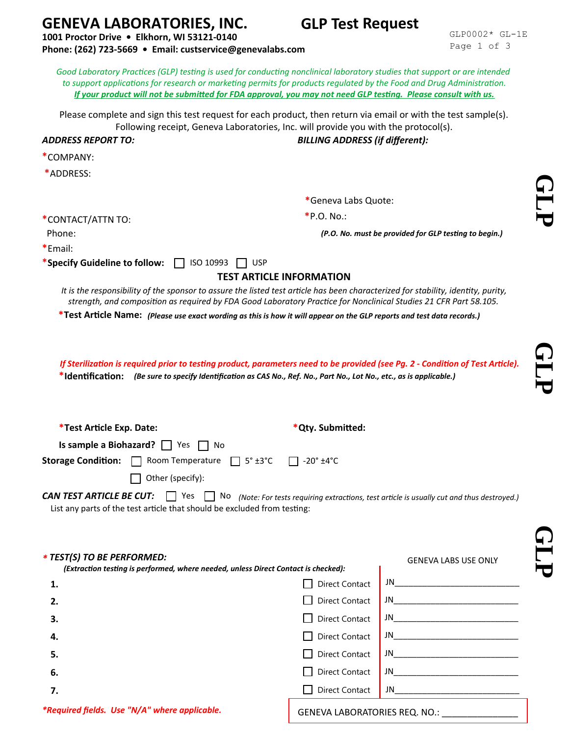# GENEVA LABORATORIES, INC.

**1001 Proctor Drive • Elkhorn, WI 53121-0140**
**Phone: (262) 723-5669 • Email: custservice@genevalabs.com**

# GLP Test Request

GLP0002* GL-1E

*Good Laboratory Practices (GLP) testing is used for conducting nonclinical laboratory studies that support or are intended to support applications for research or marketing permits for products regulated by the Food and Drug Administration.*
***If your product will not be submitted for FDA approval, you may not need GLP testing. Please consult with us.***

Please complete and sign this test request for each product, then return via email or with the test sample(s). Following receipt, Geneva Laboratories, Inc. will provide you with the protocol(s).

***ADDRESS REPORT TO:***

*COMPANY:

*ADDRESS:

*CONTACT/ATTN TO:

Phone:

*Email:

***BILLING ADDRESS (if different):***

*Geneva Labs Quote:

*P.O. No.:

***(P.O. No. must be provided for GLP testing to begin.)***

***Specify Guideline to follow:** ☐ ISO 10993 ☐ USP

## TEST ARTICLE INFORMATION

*It is the responsibility of the sponsor to assure the listed test article has been characterized for stability, identity, purity, strength, and composition as required by FDA Good Laboratory Practice for Nonclinical Studies 21 CFR Part 58.105.*

***Test Article Name:** ***(Please use exact wording as this is how it will appear on the GLP reports and test data records.)***

***If Sterilization is required prior to testing product, parameters need to be provided (see Pg. 2 - Condition of Test Article).***

***Identification:** ***(Be sure to specify Identification as CAS No., Ref. No., Part No., Lot No., etc., as is applicable.)***

***Test Article Exp. Date:**

***Qty. Submitted:**

**Is sample a Biohazard?** ☐ Yes ☐ No

**Storage Condition:** ☐ Room Temperature ☐ 5° ±3°C ☐ -20° ±4°C
☐ Other (specify):

***CAN TEST ARTICLE BE CUT:*** ☐ Yes ☐ No *(Note: For tests requiring extractions, test article is usually cut and thus destroyed.)*

List any parts of the test article that should be excluded from testing:

*** *TEST(S) TO BE PERFORMED:***
***(Extraction testing is performed, where needed, unless Direct Contact is checked):***

| | | | GENEVA LABS USE ONLY |
|---|---|---|---|
| **1.** | | ☐ Direct Contact | JN____________________ |
| **2.** | | ☐ Direct Contact | JN____________________ |
| **3.** | | ☐ Direct Contact | JN____________________ |
| **4.** | | ☐ Direct Contact | JN____________________ |
| **5.** | | ☐ Direct Contact | JN____________________ |
| **6.** | | ☐ Direct Contact | JN____________________ |
| **7.** | | ☐ Direct Contact | JN____________________ |

***Required fields. Use "N/A" where applicable.***

GENEVA LABORATORIES REQ. NO.: ______________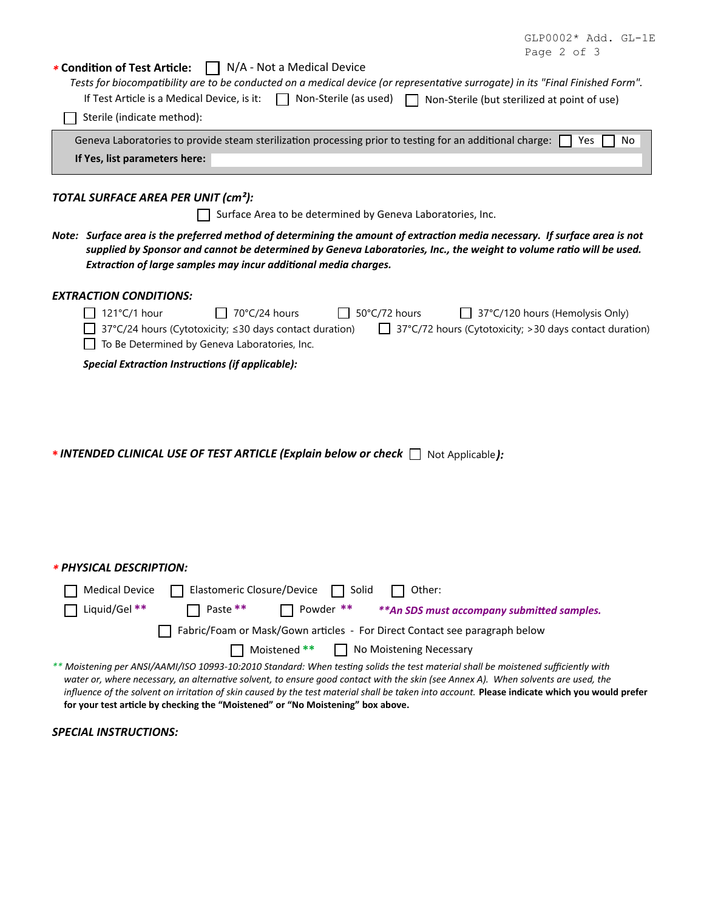**\* Condition of Test Article:** ☐ N/A - Not a Medical Device

*Tests for biocompatibility are to be conducted on a medical device (or representative surrogate) in its "Final Finished Form".*

If Test Article is a Medical Device, is it: ☐ Non-Sterile (as used) ☐ Non-Sterile (but sterilized at point of use)

☐ Sterile (indicate method):

Geneva Laboratories to provide steam sterilization processing prior to testing for an additional charge: ☐ Yes ☐ No

**If Yes, list parameters here:**

***TOTAL SURFACE AREA PER UNIT (cm²):***

☐ Surface Area to be determined by Geneva Laboratories, Inc.

***Note: Surface area is the preferred method of determining the amount of extraction media necessary. If surface area is not supplied by Sponsor and cannot be determined by Geneva Laboratories, Inc., the weight to volume ratio will be used. Extraction of large samples may incur additional media charges.***

***EXTRACTION CONDITIONS:***

☐ 121°C/1 hour ☐ 70°C/24 hours ☐ 50°C/72 hours ☐ 37°C/120 hours (Hemolysis Only)

☐ 37°C/24 hours (Cytotoxicity; ≤30 days contact duration) ☐ 37°C/72 hours (Cytotoxicity; >30 days contact duration)

☐ To Be Determined by Geneva Laboratories, Inc.

***Special Extraction Instructions (if applicable):***

***\* INTENDED CLINICAL USE OF TEST ARTICLE (Explain below or check*** ☐ Not Applicable***):***

***\* PHYSICAL DESCRIPTION:***

☐ Medical Device ☐ Elastomeric Closure/Device ☐ Solid ☐ Other:

☐ Liquid/Gel ** ☐ Paste ** ☐ Powder ** ***\*\*An SDS must accompany submitted samples.***

☐ Fabric/Foam or Mask/Gown articles - For Direct Contact see paragraph below

☐ Moistened ** ☐ No Moistening Necessary

** *Moistening per ANSI/AAMI/ISO 10993-10:2010 Standard: When testing solids the test material shall be moistened sufficiently with water or, where necessary, an alternative solvent, to ensure good contact with the skin (see Annex A). When solvents are used, the influence of the solvent on irritation of skin caused by the test material shall be taken into account.* **Please indicate which you would prefer for your test article by checking the "Moistened" or "No Moistening" box above.**

***SPECIAL INSTRUCTIONS:***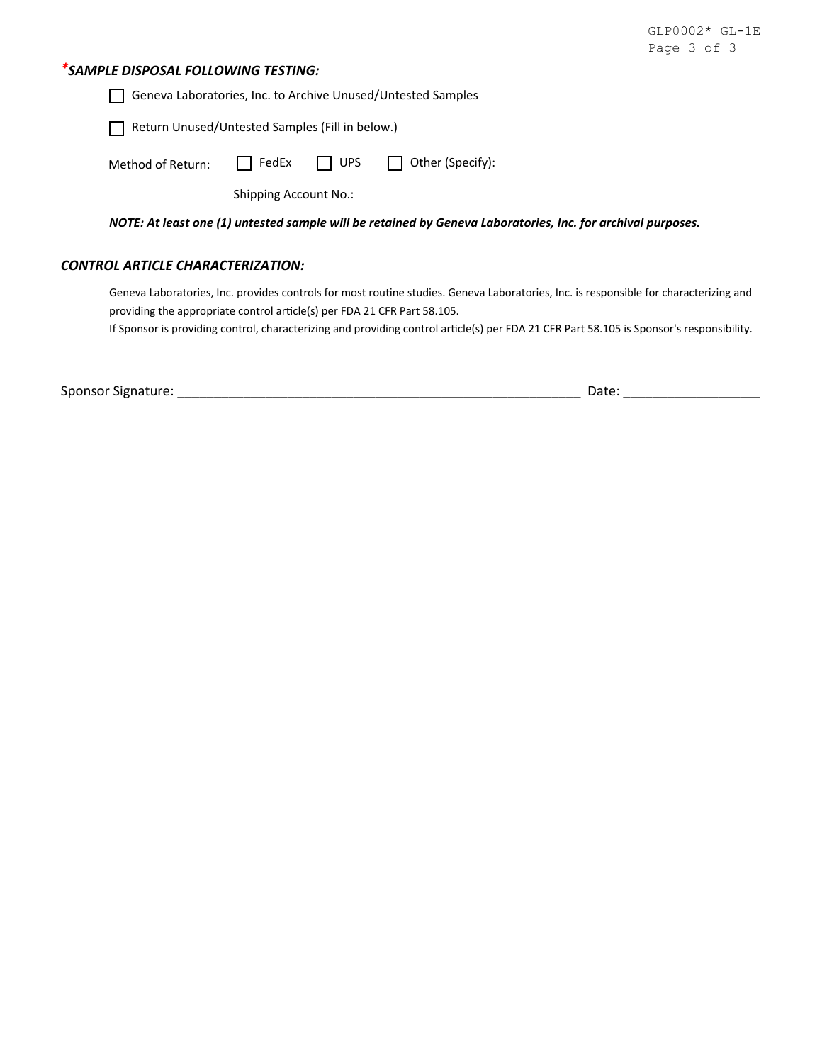### **\*SAMPLE DISPOSAL FOLLOWING TESTING:**

- ☐ Geneva Laboratories, Inc. to Archive Unused/Untested Samples
- ☐ Return Unused/Untested Samples (Fill in below.)

Method of Return: ☐ FedEx ☐ UPS ☐ Other (Specify):

Shipping Account No.:

***NOTE: At least one (1) untested sample will be retained by Geneva Laboratories, Inc. for archival purposes.***

### ***CONTROL ARTICLE CHARACTERIZATION:***

Geneva Laboratories, Inc. provides controls for most routine studies. Geneva Laboratories, Inc. is responsible for characterizing and providing the appropriate control article(s) per FDA 21 CFR Part 58.105.

If Sponsor is providing control, characterizing and providing control article(s) per FDA 21 CFR Part 58.105 is Sponsor's responsibility.

Sponsor Signature: ____________________________________________________________ Date: ____________________